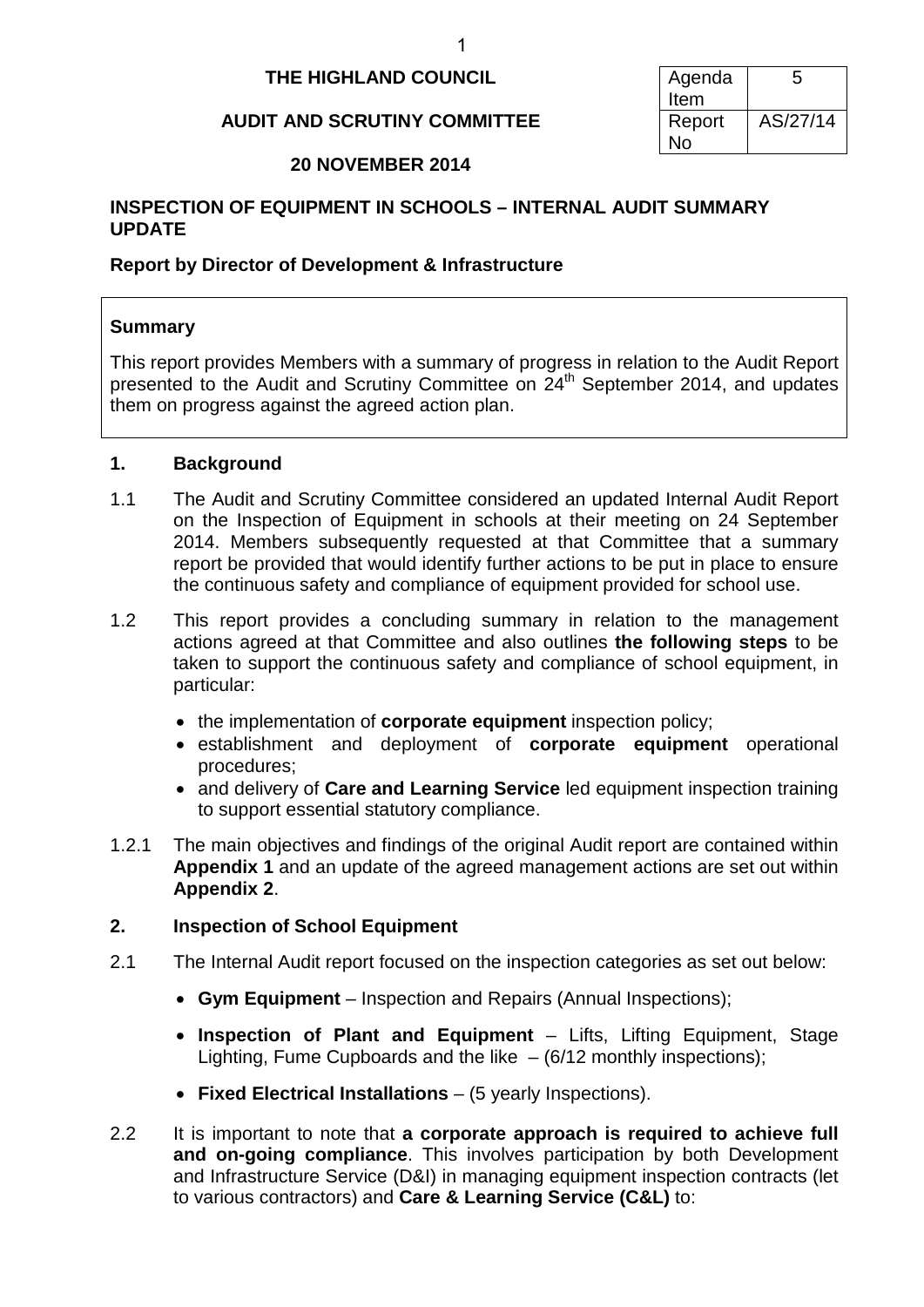**THE HIGHLAND COUNCIL**

**AUDIT AND SCRUTINY COMMITTEE**

**20 NOVEMBER 2014**

| Agenda Item | 5 |
|---|---|
| Report No | AS/27/14 |

**INSPECTION OF EQUIPMENT IN SCHOOLS – INTERNAL AUDIT SUMMARY UPDATE**

**Report by Director of Development & Infrastructure**

**Summary**

This report provides Members with a summary of progress in relation to the Audit Report presented to the Audit and Scrutiny Committee on 24th September 2014, and updates them on progress against the agreed action plan.

## 1. Background

1.1 The Audit and Scrutiny Committee considered an updated Internal Audit Report on the Inspection of Equipment in schools at their meeting on 24 September 2014. Members subsequently requested at that Committee that a summary report be provided that would identify further actions to be put in place to ensure the continuous safety and compliance of equipment provided for school use.

1.2 This report provides a concluding summary in relation to the management actions agreed at that Committee and also outlines **the following steps** to be taken to support the continuous safety and compliance of school equipment, in particular:

- the implementation of **corporate equipment** inspection policy;
- establishment and deployment of **corporate equipment** operational procedures;
- and delivery of **Care and Learning Service** led equipment inspection training to support essential statutory compliance.

1.2.1 The main objectives and findings of the original Audit report are contained within **Appendix 1** and an update of the agreed management actions are set out within **Appendix 2**.

## 2. Inspection of School Equipment

2.1 The Internal Audit report focused on the inspection categories as set out below:

- **Gym Equipment** – Inspection and Repairs (Annual Inspections);
- **Inspection of Plant and Equipment** – Lifts, Lifting Equipment, Stage Lighting, Fume Cupboards and the like – (6/12 monthly inspections);
- **Fixed Electrical Installations** – (5 yearly Inspections).

2.2 It is important to note that **a corporate approach is required to achieve full and on-going compliance**. This involves participation by both Development and Infrastructure Service (D&I) in managing equipment inspection contracts (let to various contractors) and **Care & Learning Service (C&L)** to: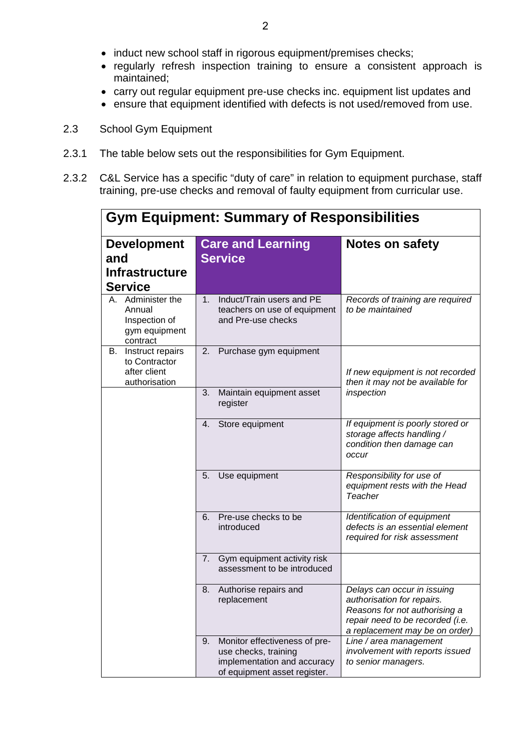- induct new school staff in rigorous equipment/premises checks;
- regularly refresh inspection training to ensure a consistent approach is maintained;
- carry out regular equipment pre-use checks inc. equipment list updates and
- ensure that equipment identified with defects is not used/removed from use.

2.3 School Gym Equipment

2.3.1 The table below sets out the responsibilities for Gym Equipment.

2.3.2 C&L Service has a specific "duty of care" in relation to equipment purchase, staff training, pre-use checks and removal of faulty equipment from curricular use.

**Gym Equipment: Summary of Responsibilities**

| Development and Infrastructure Service | Care and Learning Service | Notes on safety |
|---|---|---|
| A. Administer the Annual Inspection of gym equipment contract | 1. Induct/Train users and PE teachers on use of equipment and Pre-use checks | *Records of training are required to be maintained* |
| B. Instruct repairs to Contractor after client authorisation | 2. Purchase gym equipment | *If new equipment is not recorded then it may not be available for inspection* |
| | 3. Maintain equipment asset register | |
| | 4. Store equipment | *If equipment is poorly stored or storage affects handling / condition then damage can occur* |
| | 5. Use equipment | *Responsibility for use of equipment rests with the Head Teacher* |
| | 6. Pre-use checks to be introduced | *Identification of equipment defects is an essential element required for risk assessment* |
| | 7. Gym equipment activity risk assessment to be introduced | |
| | 8. Authorise repairs and replacement | *Delays can occur in issuing authorisation for repairs. Reasons for not authorising a repair need to be recorded (i.e. a replacement may be on order)* |
| | 9. Monitor effectiveness of pre-use checks, training implementation and accuracy of equipment asset register. | *Line / area management involvement with reports issued to senior managers.* |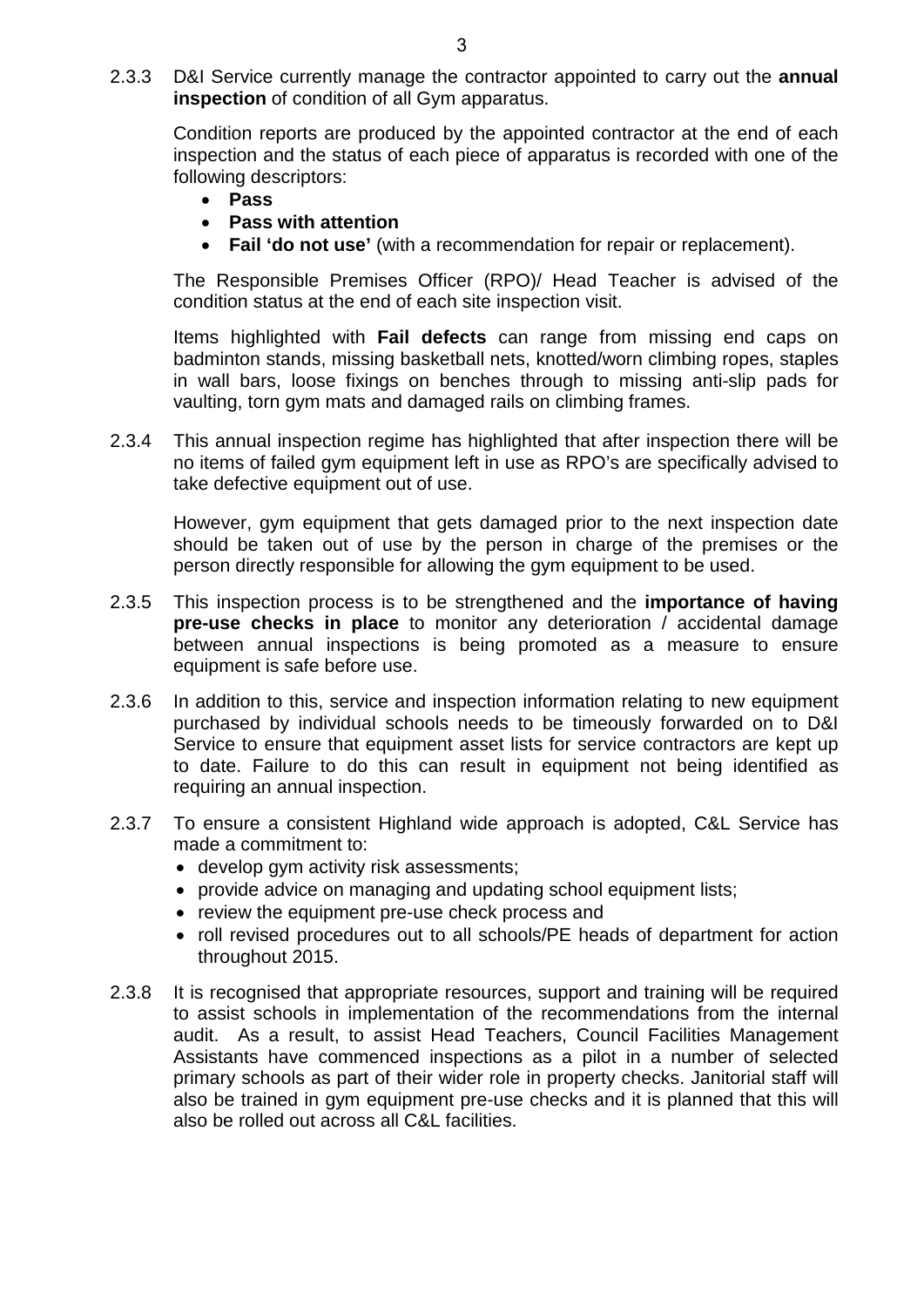2.3.3 D&I Service currently manage the contractor appointed to carry out the **annual inspection** of condition of all Gym apparatus.

Condition reports are produced by the appointed contractor at the end of each inspection and the status of each piece of apparatus is recorded with one of the following descriptors:

- **Pass**
- **Pass with attention**
- **Fail 'do not use'** (with a recommendation for repair or replacement).

The Responsible Premises Officer (RPO)/ Head Teacher is advised of the condition status at the end of each site inspection visit.

Items highlighted with **Fail defects** can range from missing end caps on badminton stands, missing basketball nets, knotted/worn climbing ropes, staples in wall bars, loose fixings on benches through to missing anti-slip pads for vaulting, torn gym mats and damaged rails on climbing frames.

2.3.4 This annual inspection regime has highlighted that after inspection there will be no items of failed gym equipment left in use as RPO's are specifically advised to take defective equipment out of use.

However, gym equipment that gets damaged prior to the next inspection date should be taken out of use by the person in charge of the premises or the person directly responsible for allowing the gym equipment to be used.

2.3.5 This inspection process is to be strengthened and the **importance of having pre-use checks in place** to monitor any deterioration / accidental damage between annual inspections is being promoted as a measure to ensure equipment is safe before use.

2.3.6 In addition to this, service and inspection information relating to new equipment purchased by individual schools needs to be timeously forwarded on to D&I Service to ensure that equipment asset lists for service contractors are kept up to date. Failure to do this can result in equipment not being identified as requiring an annual inspection.

2.3.7 To ensure a consistent Highland wide approach is adopted, C&L Service has made a commitment to:

- develop gym activity risk assessments;
- provide advice on managing and updating school equipment lists;
- review the equipment pre-use check process and
- roll revised procedures out to all schools/PE heads of department for action throughout 2015.

2.3.8 It is recognised that appropriate resources, support and training will be required to assist schools in implementation of the recommendations from the internal audit. As a result, to assist Head Teachers, Council Facilities Management Assistants have commenced inspections as a pilot in a number of selected primary schools as part of their wider role in property checks. Janitorial staff will also be trained in gym equipment pre-use checks and it is planned that this will also be rolled out across all C&L facilities.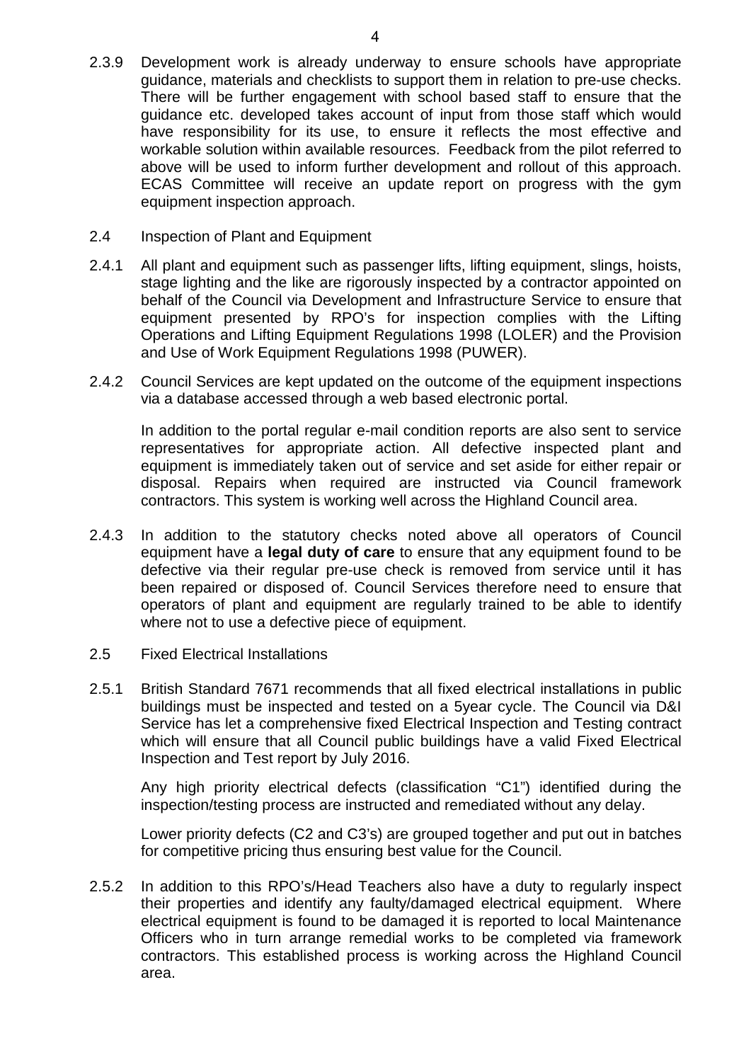2.3.9 Development work is already underway to ensure schools have appropriate guidance, materials and checklists to support them in relation to pre-use checks. There will be further engagement with school based staff to ensure that the guidance etc. developed takes account of input from those staff which would have responsibility for its use, to ensure it reflects the most effective and workable solution within available resources. Feedback from the pilot referred to above will be used to inform further development and rollout of this approach. ECAS Committee will receive an update report on progress with the gym equipment inspection approach.

2.4 Inspection of Plant and Equipment

2.4.1 All plant and equipment such as passenger lifts, lifting equipment, slings, hoists, stage lighting and the like are rigorously inspected by a contractor appointed on behalf of the Council via Development and Infrastructure Service to ensure that equipment presented by RPO's for inspection complies with the Lifting Operations and Lifting Equipment Regulations 1998 (LOLER) and the Provision and Use of Work Equipment Regulations 1998 (PUWER).

2.4.2 Council Services are kept updated on the outcome of the equipment inspections via a database accessed through a web based electronic portal.

In addition to the portal regular e-mail condition reports are also sent to service representatives for appropriate action. All defective inspected plant and equipment is immediately taken out of service and set aside for either repair or disposal. Repairs when required are instructed via Council framework contractors. This system is working well across the Highland Council area.

2.4.3 In addition to the statutory checks noted above all operators of Council equipment have a **legal duty of care** to ensure that any equipment found to be defective via their regular pre-use check is removed from service until it has been repaired or disposed of. Council Services therefore need to ensure that operators of plant and equipment are regularly trained to be able to identify where not to use a defective piece of equipment.

2.5 Fixed Electrical Installations

2.5.1 British Standard 7671 recommends that all fixed electrical installations in public buildings must be inspected and tested on a 5year cycle. The Council via D&I Service has let a comprehensive fixed Electrical Inspection and Testing contract which will ensure that all Council public buildings have a valid Fixed Electrical Inspection and Test report by July 2016.

Any high priority electrical defects (classification "C1") identified during the inspection/testing process are instructed and remediated without any delay.

Lower priority defects (C2 and C3's) are grouped together and put out in batches for competitive pricing thus ensuring best value for the Council.

2.5.2 In addition to this RPO's/Head Teachers also have a duty to regularly inspect their properties and identify any faulty/damaged electrical equipment. Where electrical equipment is found to be damaged it is reported to local Maintenance Officers who in turn arrange remedial works to be completed via framework contractors. This established process is working across the Highland Council area.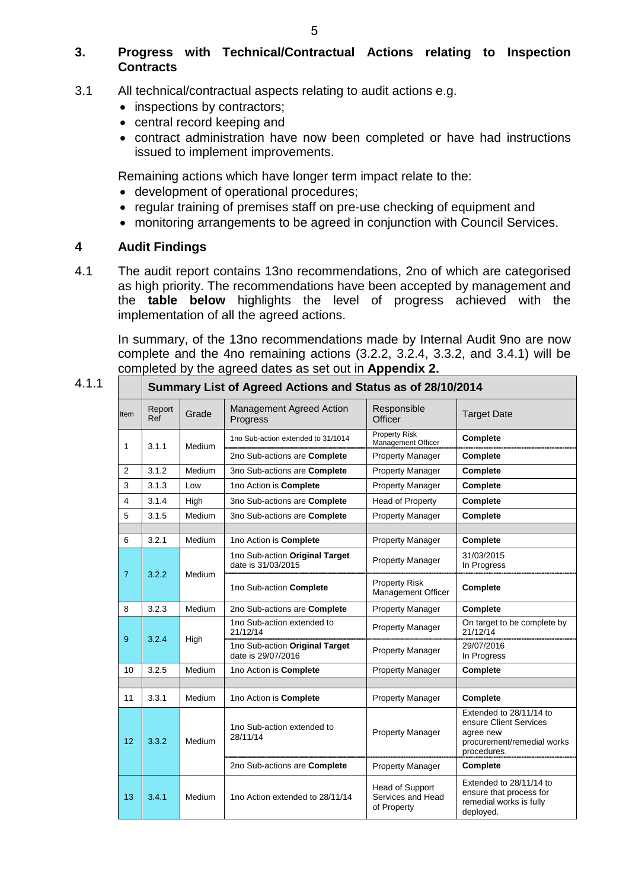## 3. Progress with Technical/Contractual Actions relating to Inspection Contracts

3.1 All technical/contractual aspects relating to audit actions e.g.

- inspections by contractors;
- central record keeping and
- contract administration have now been completed or have had instructions issued to implement improvements.

Remaining actions which have longer term impact relate to the:

- development of operational procedures;
- regular training of premises staff on pre-use checking of equipment and
- monitoring arrangements to be agreed in conjunction with Council Services.

## 4 Audit Findings

4.1 The audit report contains 13no recommendations, 2no of which are categorised as high priority. The recommendations have been accepted by management and the **table below** highlights the level of progress achieved with the implementation of all the agreed actions.

In summary, of the 13no recommendations made by Internal Audit 9no are now complete and the 4no remaining actions (3.2.2, 3.2.4, 3.3.2, and 3.4.1) will be completed by the agreed dates as set out in **Appendix 2.**

4.1.1

| | **Summary List of Agreed Actions and Status as of 28/10/2014** | | | | |
|---|---|---|---|---|---|
| Item | Report Ref | Grade | Management Agreed Action Progress | Responsible Officer | Target Date |
| 1 | 3.1.1 | Medium | 1no Sub-action extended to 31/1014 | Property Risk Management Officer | **Complete** |
| | | | 2no Sub-actions are **Complete** | Property Manager | **Complete** |
| 2 | 3.1.2 | Medium | 3no Sub-actions are **Complete** | Property Manager | **Complete** |
| 3 | 3.1.3 | Low | 1no Action is **Complete** | Property Manager | **Complete** |
| 4 | 3.1.4 | High | 3no Sub-actions are **Complete** | Head of Property | **Complete** |
| 5 | 3.1.5 | Medium | 3no Sub-actions are **Complete** | Property Manager | **Complete** |
| | | | | | |
| 6 | 3.2.1 | Medium | 1no Action is **Complete** | Property Manager | **Complete** |
| 7 | 3.2.2 | Medium | 1no Sub-action **Original Target** date is 31/03/2015 | Property Manager | 31/03/2015 In Progress |
| | | | 1no Sub-action **Complete** | Property Risk Management Officer | **Complete** |
| 8 | 3.2.3 | Medium | 2no Sub-actions are **Complete** | Property Manager | **Complete** |
| 9 | 3.2.4 | High | 1no Sub-action extended to 21/12/14 | Property Manager | On target to be complete by 21/12/14 |
| | | | 1no Sub-action **Original Target** date is 29/07/2016 | Property Manager | 29/07/2016 In Progress |
| 10 | 3.2.5 | Medium | 1no Action is **Complete** | Property Manager | **Complete** |
| | | | | | |
| 11 | 3.3.1 | Medium | 1no Action is **Complete** | Property Manager | **Complete** |
| 12 | 3.3.2 | Medium | 1no Sub-action extended to 28/11/14 | Property Manager | Extended to 28/11/14 to ensure Client Services agree new procurement/remedial works procedures. |
| | | | 2no Sub-actions are **Complete** | Property Manager | **Complete** |
| 13 | 3.4.1 | Medium | 1no Action extended to 28/11/14 | Head of Support Services and Head of Property | Extended to 28/11/14 to ensure that process for remedial works is fully deployed. |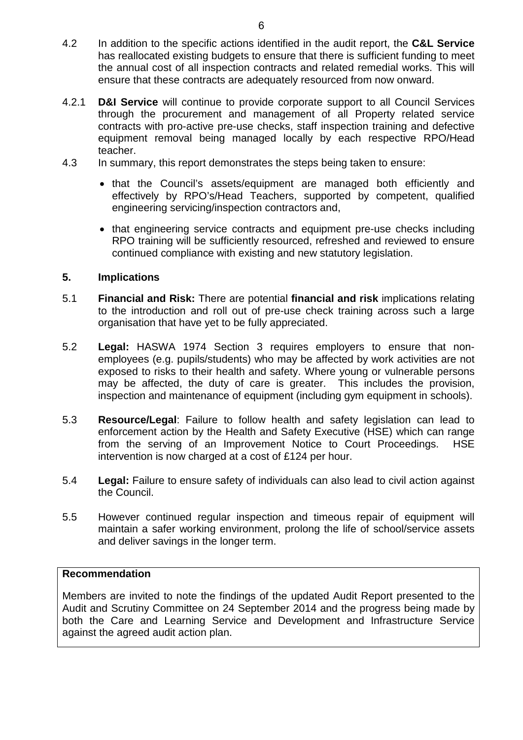4.2 In addition to the specific actions identified in the audit report, the **C&L Service** has reallocated existing budgets to ensure that there is sufficient funding to meet the annual cost of all inspection contracts and related remedial works. This will ensure that these contracts are adequately resourced from now onward.

4.2.1 **D&I Service** will continue to provide corporate support to all Council Services through the procurement and management of all Property related service contracts with pro-active pre-use checks, staff inspection training and defective equipment removal being managed locally by each respective RPO/Head teacher.

4.3 In summary, this report demonstrates the steps being taken to ensure:

- that the Council's assets/equipment are managed both efficiently and effectively by RPO's/Head Teachers, supported by competent, qualified engineering servicing/inspection contractors and,
- that engineering service contracts and equipment pre-use checks including RPO training will be sufficiently resourced, refreshed and reviewed to ensure continued compliance with existing and new statutory legislation.

## 5. Implications

5.1 **Financial and Risk:** There are potential **financial and risk** implications relating to the introduction and roll out of pre-use check training across such a large organisation that have yet to be fully appreciated.

5.2 **Legal:** HASWA 1974 Section 3 requires employers to ensure that non-employees (e.g. pupils/students) who may be affected by work activities are not exposed to risks to their health and safety. Where young or vulnerable persons may be affected, the duty of care is greater. This includes the provision, inspection and maintenance of equipment (including gym equipment in schools).

5.3 **Resource/Legal**: Failure to follow health and safety legislation can lead to enforcement action by the Health and Safety Executive (HSE) which can range from the serving of an Improvement Notice to Court Proceedings. HSE intervention is now charged at a cost of £124 per hour.

5.4 **Legal:** Failure to ensure safety of individuals can also lead to civil action against the Council.

5.5 However continued regular inspection and timeous repair of equipment will maintain a safer working environment, prolong the life of school/service assets and deliver savings in the longer term.

**Recommendation**

Members are invited to note the findings of the updated Audit Report presented to the Audit and Scrutiny Committee on 24 September 2014 and the progress being made by both the Care and Learning Service and Development and Infrastructure Service against the agreed audit action plan.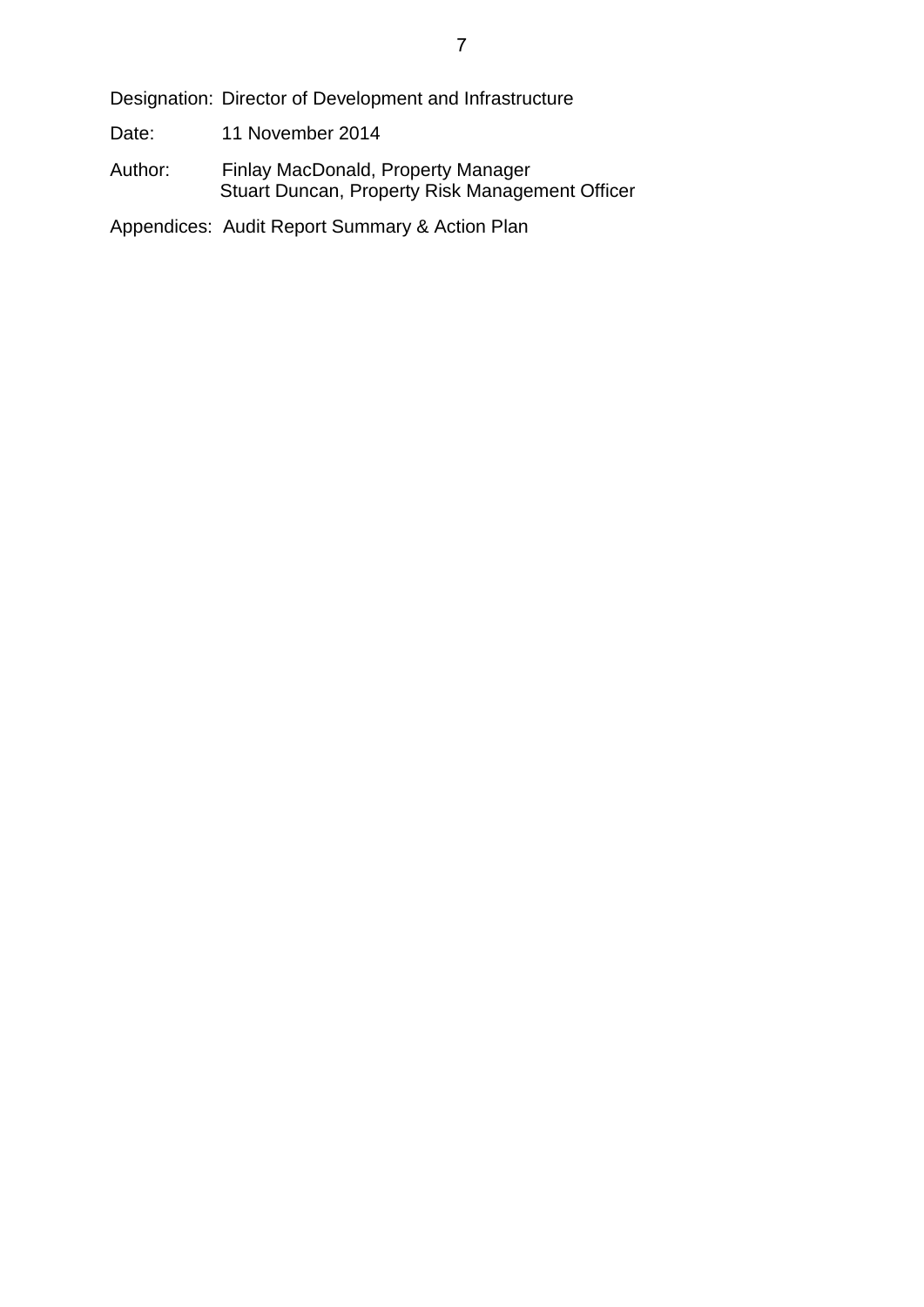Designation: Director of Development and Infrastructure

Date: 11 November 2014

Author: Finlay MacDonald, Property Manager
Stuart Duncan, Property Risk Management Officer

Appendices: Audit Report Summary & Action Plan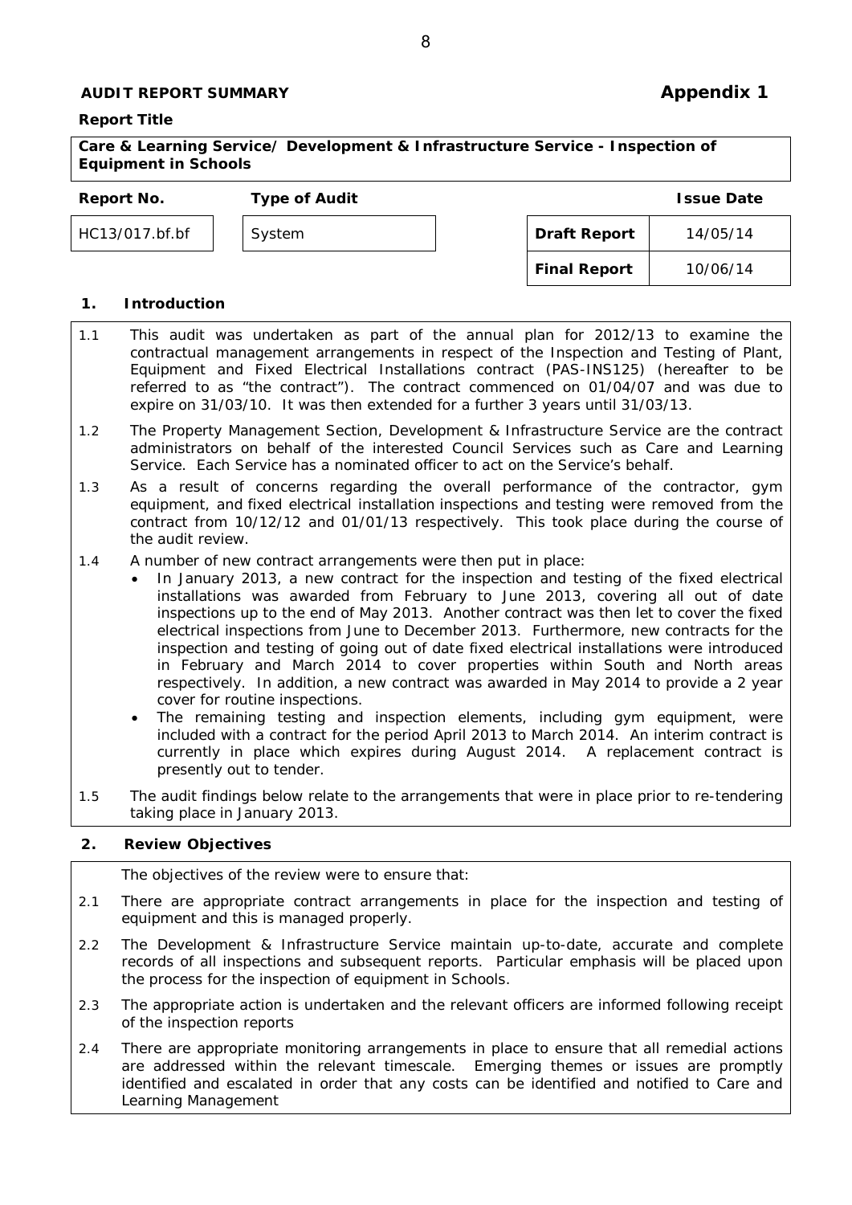**AUDIT REPORT SUMMARY** **Appendix 1**

**Report Title**

**Care & Learning Service/ Development & Infrastructure Service - Inspection of Equipment in Schools**

| Report No. | Type of Audit | | Issue Date |
|---|---|---|---|
| HC13/017.bf.bf | System | Draft Report | 14/05/14 |
| | | Final Report | 10/06/14 |

## 1. Introduction

1.1 This audit was undertaken as part of the annual plan for 2012/13 to examine the contractual management arrangements in respect of the Inspection and Testing of Plant, Equipment and Fixed Electrical Installations contract (PAS-INS125) (hereafter to be referred to as "the contract"). The contract commenced on 01/04/07 and was due to expire on 31/03/10. It was then extended for a further 3 years until 31/03/13.

1.2 The Property Management Section, Development & Infrastructure Service are the contract administrators on behalf of the interested Council Services such as Care and Learning Service. Each Service has a nominated officer to act on the Service's behalf.

1.3 As a result of concerns regarding the overall performance of the contractor, gym equipment, and fixed electrical installation inspections and testing were removed from the contract from 10/12/12 and 01/01/13 respectively. This took place during the course of the audit review.

1.4 A number of new contract arrangements were then put in place:

- In January 2013, a new contract for the inspection and testing of the fixed electrical installations was awarded from February to June 2013, covering all out of date inspections up to the end of May 2013. Another contract was then let to cover the fixed electrical inspections from June to December 2013. Furthermore, new contracts for the inspection and testing of going out of date fixed electrical installations were introduced in February and March 2014 to cover properties within South and North areas respectively. In addition, a new contract was awarded in May 2014 to provide a 2 year cover for routine inspections.
- The remaining testing and inspection elements, including gym equipment, were included with a contract for the period April 2013 to March 2014. An interim contract is currently in place which expires during August 2014. A replacement contract is presently out to tender.

1.5 The audit findings below relate to the arrangements that were in place prior to re-tendering taking place in January 2013.

## 2. Review Objectives

The objectives of the review were to ensure that:

2.1 There are appropriate contract arrangements in place for the inspection and testing of equipment and this is managed properly.

2.2 The Development & Infrastructure Service maintain up-to-date, accurate and complete records of all inspections and subsequent reports. Particular emphasis will be placed upon the process for the inspection of equipment in Schools.

2.3 The appropriate action is undertaken and the relevant officers are informed following receipt of the inspection reports

2.4 There are appropriate monitoring arrangements in place to ensure that all remedial actions are addressed within the relevant timescale. Emerging themes or issues are promptly identified and escalated in order that any costs can be identified and notified to Care and Learning Management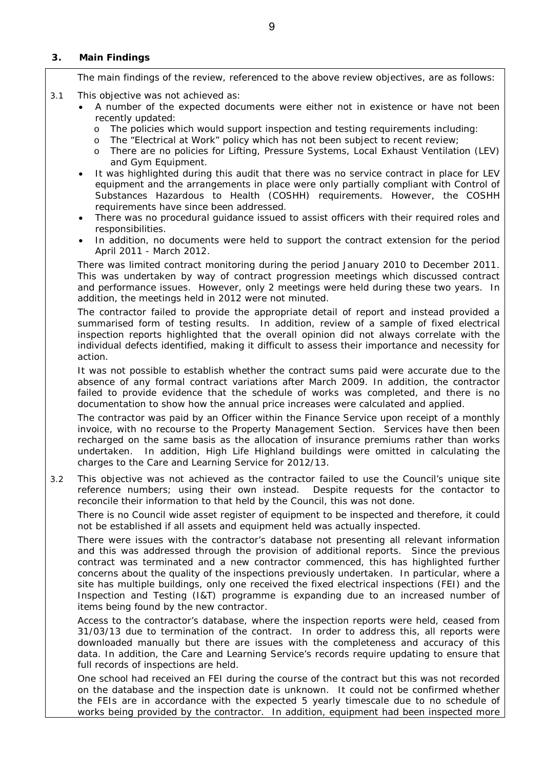## 3. Main Findings

The main findings of the review, referenced to the above review objectives, are as follows:

3.1 This objective was not achieved as:

- A number of the expected documents were either not in existence or have not been recently updated:
  - The policies which would support inspection and testing requirements including:
  - The "Electrical at Work" policy which has not been subject to recent review;
  - There are no policies for Lifting, Pressure Systems, Local Exhaust Ventilation (LEV) and Gym Equipment.
- It was highlighted during this audit that there was no service contract in place for LEV equipment and the arrangements in place were only partially compliant with Control of Substances Hazardous to Health (COSHH) requirements. However, the COSHH requirements have since been addressed.
- There was no procedural guidance issued to assist officers with their required roles and responsibilities.
- In addition, no documents were held to support the contract extension for the period April 2011 - March 2012.

There was limited contract monitoring during the period January 2010 to December 2011. This was undertaken by way of contract progression meetings which discussed contract and performance issues. However, only 2 meetings were held during these two years. In addition, the meetings held in 2012 were not minuted.

The contractor failed to provide the appropriate detail of report and instead provided a summarised form of testing results. In addition, review of a sample of fixed electrical inspection reports highlighted that the overall opinion did not always correlate with the individual defects identified, making it difficult to assess their importance and necessity for action.

It was not possible to establish whether the contract sums paid were accurate due to the absence of any formal contract variations after March 2009. In addition, the contractor failed to provide evidence that the schedule of works was completed, and there is no documentation to show how the annual price increases were calculated and applied.

The contractor was paid by an Officer within the Finance Service upon receipt of a monthly invoice, with no recourse to the Property Management Section. Services have then been recharged on the same basis as the allocation of insurance premiums rather than works undertaken. In addition, High Life Highland buildings were omitted in calculating the charges to the Care and Learning Service for 2012/13.

3.2 This objective was not achieved as the contractor failed to use the Council's unique site reference numbers; using their own instead. Despite requests for the contactor to reconcile their information to that held by the Council, this was not done.

There is no Council wide asset register of equipment to be inspected and therefore, it could not be established if all assets and equipment held was actually inspected.

There were issues with the contractor's database not presenting all relevant information and this was addressed through the provision of additional reports. Since the previous contract was terminated and a new contractor commenced, this has highlighted further concerns about the quality of the inspections previously undertaken. In particular, where a site has multiple buildings, only one received the fixed electrical inspections (FEI) and the Inspection and Testing (I&T) programme is expanding due to an increased number of items being found by the new contractor.

Access to the contractor's database, where the inspection reports were held, ceased from 31/03/13 due to termination of the contract. In order to address this, all reports were downloaded manually but there are issues with the completeness and accuracy of this data. In addition, the Care and Learning Service's records require updating to ensure that full records of inspections are held.

One school had received an FEI during the course of the contract but this was not recorded on the database and the inspection date is unknown. It could not be confirmed whether the FEIs are in accordance with the expected 5 yearly timescale due to no schedule of works being provided by the contractor. In addition, equipment had been inspected more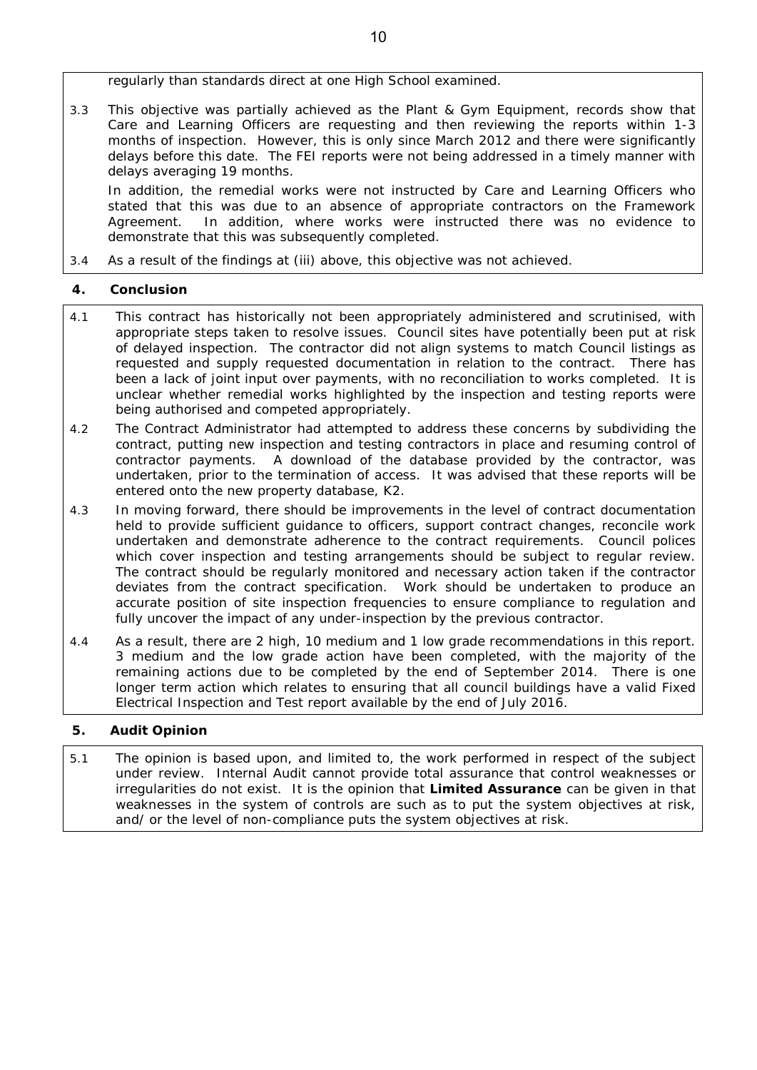regularly than standards direct at one High School examined.

3.3 This objective was partially achieved as the Plant & Gym Equipment, records show that Care and Learning Officers are requesting and then reviewing the reports within 1-3 months of inspection. However, this is only since March 2012 and there were significantly delays before this date. The FEI reports were not being addressed in a timely manner with delays averaging 19 months.

In addition, the remedial works were not instructed by Care and Learning Officers who stated that this was due to an absence of appropriate contractors on the Framework Agreement. In addition, where works were instructed there was no evidence to demonstrate that this was subsequently completed.

3.4 As a result of the findings at (iii) above, this objective was not achieved.

## 4. Conclusion

4.1 This contract has historically not been appropriately administered and scrutinised, with appropriate steps taken to resolve issues. Council sites have potentially been put at risk of delayed inspection. The contractor did not align systems to match Council listings as requested and supply requested documentation in relation to the contract. There has been a lack of joint input over payments, with no reconciliation to works completed. It is unclear whether remedial works highlighted by the inspection and testing reports were being authorised and competed appropriately.

4.2 The Contract Administrator had attempted to address these concerns by subdividing the contract, putting new inspection and testing contractors in place and resuming control of contractor payments. A download of the database provided by the contractor, was undertaken, prior to the termination of access. It was advised that these reports will be entered onto the new property database, K2.

4.3 In moving forward, there should be improvements in the level of contract documentation held to provide sufficient guidance to officers, support contract changes, reconcile work undertaken and demonstrate adherence to the contract requirements. Council polices which cover inspection and testing arrangements should be subject to regular review. The contract should be regularly monitored and necessary action taken if the contractor deviates from the contract specification. Work should be undertaken to produce an accurate position of site inspection frequencies to ensure compliance to regulation and fully uncover the impact of any under-inspection by the previous contractor.

4.4 As a result, there are 2 high, 10 medium and 1 low grade recommendations in this report. 3 medium and the low grade action have been completed, with the majority of the remaining actions due to be completed by the end of September 2014. There is one longer term action which relates to ensuring that all council buildings have a valid Fixed Electrical Inspection and Test report available by the end of July 2016.

## 5. Audit Opinion

5.1 The opinion is based upon, and limited to, the work performed in respect of the subject under review. Internal Audit cannot provide total assurance that control weaknesses or irregularities do not exist. It is the opinion that **Limited Assurance** can be given in that weaknesses in the system of controls are such as to put the system objectives at risk, and/ or the level of non-compliance puts the system objectives at risk.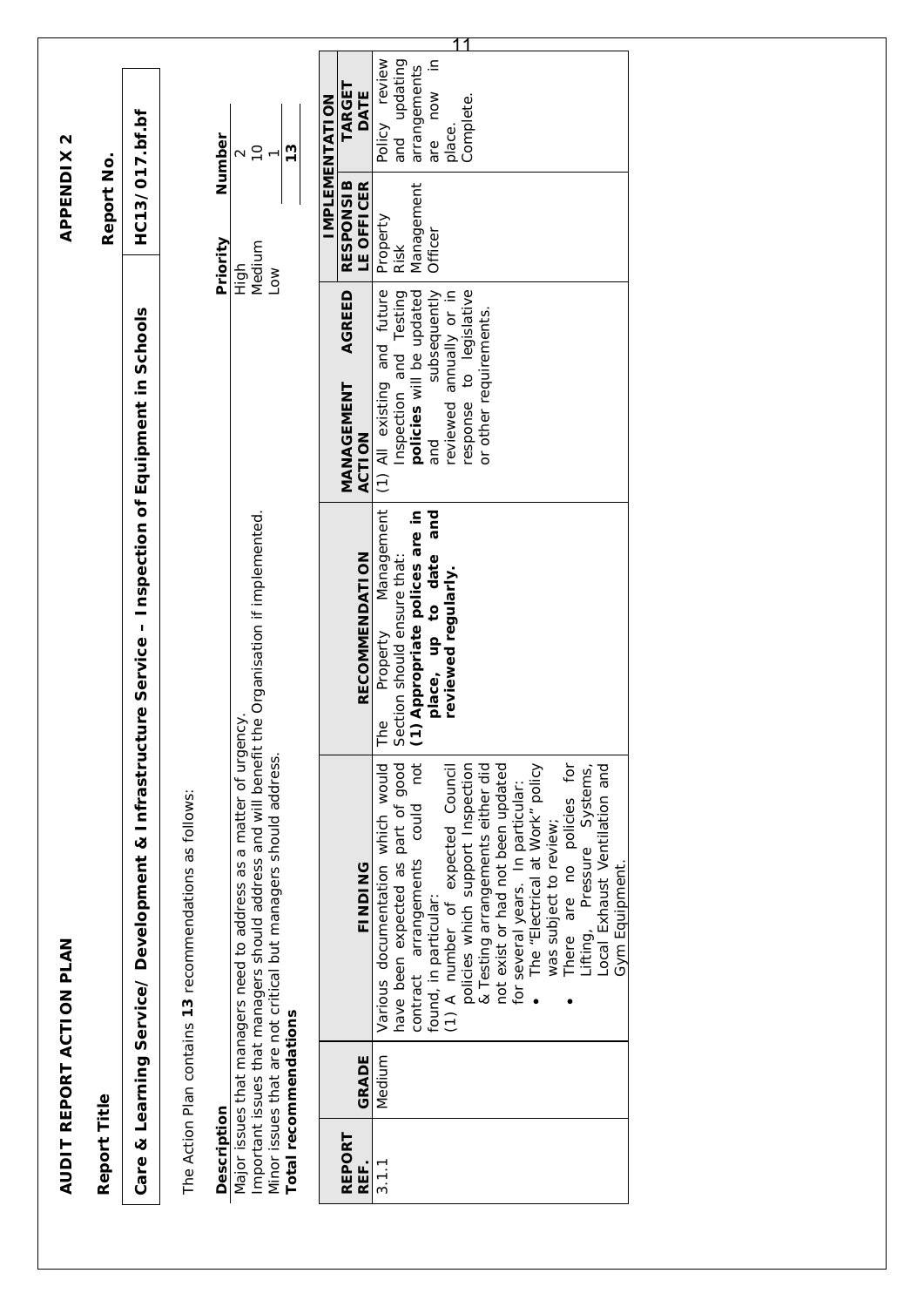**APPENDIX 2**

## AUDIT REPORT ACTION PLAN

| **Report Title** | **Report No.** |
|---|---|
| **Care & Learning Service/ Development & Infrastructure Service – Inspection of Equipment in Schools** | **HC13/017.bf.bf** |

The Action Plan contains **13** recommendations as follows:

| **Description** | **Priority** | **Number** |
|---|---|---|
| Major issues that managers need to address as a matter of urgency. | High | 2 |
| Important issues that managers should address and will benefit the Organisation if implemented. | Medium | 10 |
| Minor issues that are not critical but managers should address. | Low | 1 |
| **Total recommendations** | | **13** |

| **REPORT REF.** | **GRADE** | **FINDING** | **RECOMMENDATION** | **MANAGEMENT AGREED ACTION** | **IMPLEMENTATION** | |
|---|---|---|---|---|---|---|
| | | | | | **RESPONSIBLE OFFICER** | **TARGET DATE** |
| 3.1.1 | Medium | Various documentation which would have been expected as part of good contract arrangements could not found, in particular:<br>(1) A number of expected Council policies which support Inspection & Testing arrangements either did not exist or had not been updated for several years. In particular:<br>• The "Electrical at Work" policy was subject to review;<br>• There are no policies for Lifting, Pressure Systems, Local Exhaust Ventilation and Gym Equipment. | The Property Management Section should ensure that:<br>**(1) Appropriate polices are in place, up to date and reviewed regularly.** | (1) All existing and future Inspection and Testing **policies** will be updated and subsequently reviewed annually or in response to legislative or other requirements. | Property Risk Management Officer | Policy review and updating arrangements are now in place.<br>Complete. |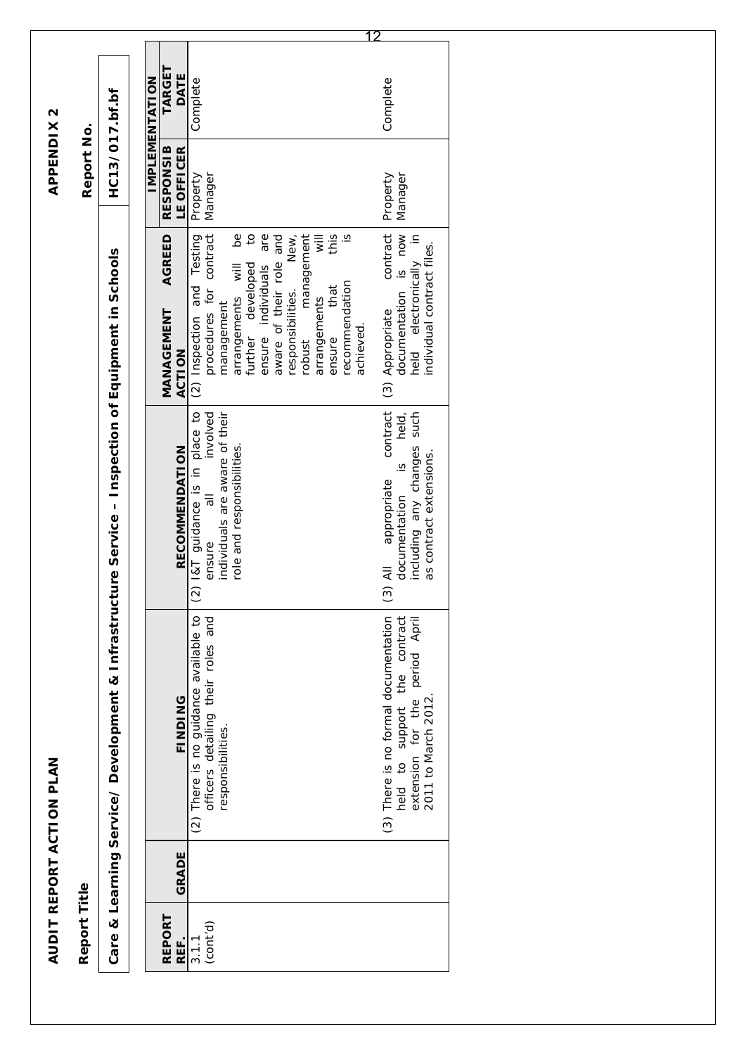**AUDIT REPORT ACTION PLAN**

**APPENDIX 2**

| **Report Title** | **Report No.** |
|---|---|
| **Care & Learning Service/ Development & Infrastructure Service – Inspection of Equipment in Schools** | **HC13/017.bf.bf** |

| REPORT REF. | GRADE | FINDING | RECOMMENDATION | MANAGEMENT AGREED ACTION | IMPLEMENTATION | |
|---|---|---|---|---|---|---|
| | | | | | RESPONSIBLE OFFICER | TARGET DATE |
| 3.1.1 (cont'd) | | (2) There is no guidance available to officers detailing their roles and responsibilities. | (2) I&T guidance is in place to ensure all involved individuals are aware of their role and responsibilities. | (2) Inspection and Testing procedures for contract management arrangements will be further developed to ensure individuals are aware of their role and responsibilities. New, robust management arrangements will ensure that this recommendation is achieved. | Property Manager | Complete |
| | | (3) There is no formal documentation held to support the contract extension for the period April 2011 to March 2012. | (3) All appropriate contract documentation is held, including any changes such as contract extensions. | (3) Appropriate contract documentation is now held electronically in individual contract files. | Property Manager | Complete |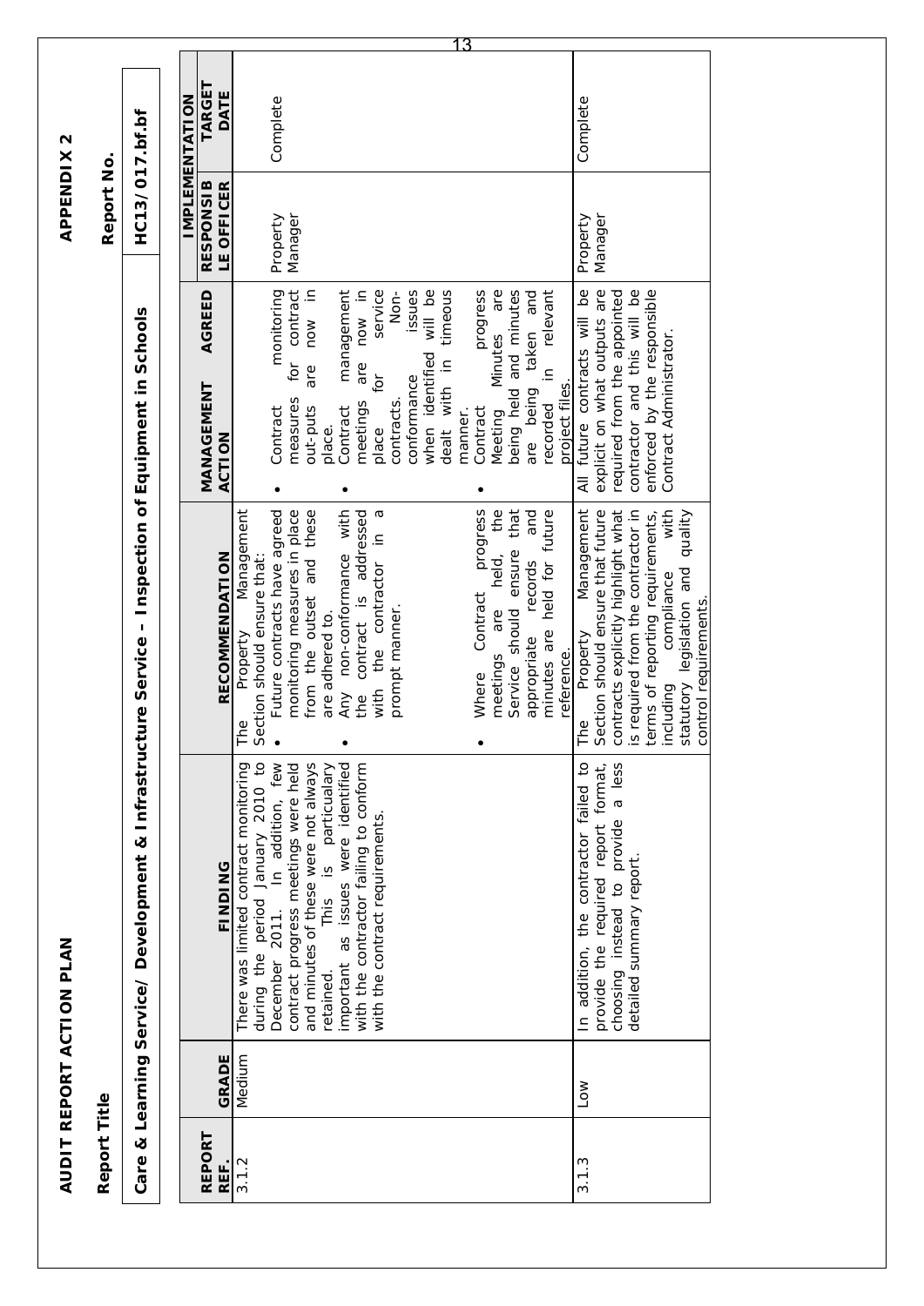**AUDIT REPORT ACTION PLAN** **APPENDIX 2**

**Report Title** **Report No.**

**Care & Learning Service/ Development & Infrastructure Service – Inspection of Equipment in Schools** **HC13/017.bf.bf**

| REPORT REF. | GRADE | FINDING | RECOMMENDATION | MANAGEMENT AGREED ACTION | IMPLEMENTATION | |
|---|---|---|---|---|---|---|
| | | | | | **RESPONSIBLE OFFICER** | **TARGET DATE** |
| 3.1.2 | Medium | There was limited contract monitoring during the period January 2010 to December 2011. In addition, few contract progress meetings were held and minutes of these were not always retained. This is particularly important as issues were identified with the contractor failing to conform with the contract requirements. | The Property Management Section should ensure that:<br>• Future contracts have agreed monitoring measures in place from the outset and these are adhered to.<br>• Any non-conformance with the contract is addressed with the contractor in a prompt manner.<br>• Where Contract progress meetings are held, the Service should ensure that appropriate records and minutes are held for future reference. | • Contract monitoring measures for contract out-puts are now in place.<br>• Contract management meetings are now in place for service contracts. Non-conformance issues when identified will be dealt with in timeous manner.<br>• Contract progress Meeting Minutes are being held and minutes are being taken and recorded in relevant project files. | Property Manager | Complete |
| 3.1.3 | Low | In addition, the contractor failed to provide the required report format, choosing instead to provide a less detailed summary report. | The Property Management Section should ensure that future contracts explicitly highlight what is required from the contractor in terms of reporting requirements, including compliance with statutory legislation and quality control requirements. | All future contracts will be explicit on what outputs are required from the appointed contractor and this will be enforced by the responsible Contract Administrator. | Property Manager | Complete |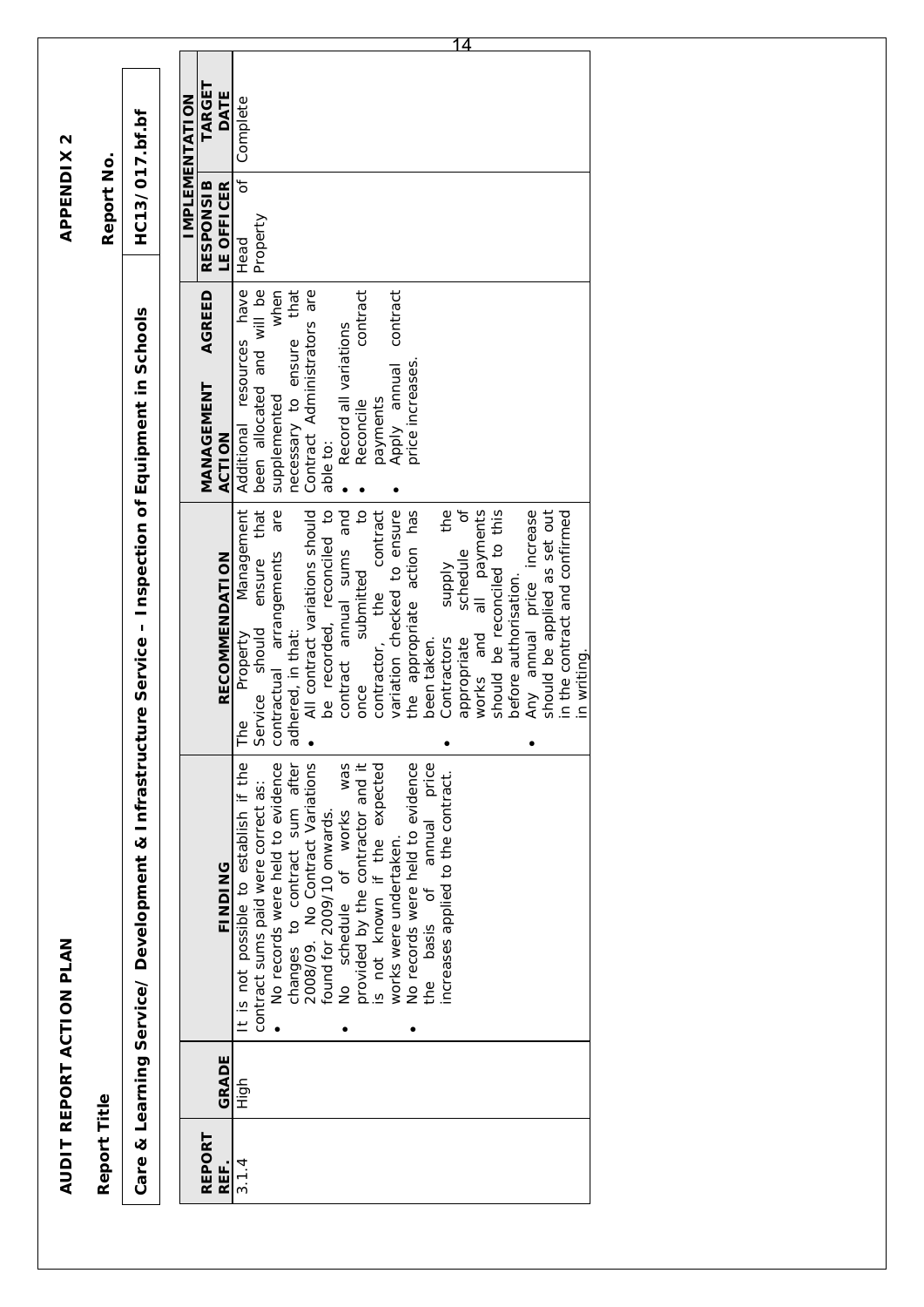**AUDIT REPORT ACTION PLAN**

**APPENDIX 2**

**Report Title**

**Report No.**

| Care & Learning Service/ Development & Infrastructure Service – Inspection of Equipment in Schools | HC13/017.bf.bf |
|---|---|

| REPORT REF. | GRADE | FINDING | RECOMMENDATION | MANAGEMENT AGREED ACTION | IMPLEMENTATION | |
|---|---|---|---|---|---|---|
| | | | | | RESPONSIBLE OFFICER | TARGET DATE |
| 3.1.4 | High | It is not possible to establish if the contract sums paid were correct as:<br>• No records were held to evidence changes to contract sum after 2008/09. No Contract Variations found for 2009/10 onwards.<br>• No schedule of works was provided by the contractor and it is not known if the expected works were undertaken.<br>• No records were held to evidence the basis of annual price increases applied to the contract. | The Property Management Service should ensure that contractual arrangements are adhered, in that:<br>• All contract variations should be recorded, reconciled to contract annual sums and once submitted to contractor, the contract variation checked to ensure the appropriate action has been taken.<br>• Contractors supply the appropriate schedule of works and all payments should be reconciled to this before authorisation.<br>• Any annual price increase should be applied as set out in the contract and confirmed in writing. | Additional resources have been allocated and will be supplemented when necessary to ensure that Contract Administrators are able to:<br>• Record all variations<br>• Reconcile contract payments<br>• Apply annual contract price increases. | Head of Property | Complete |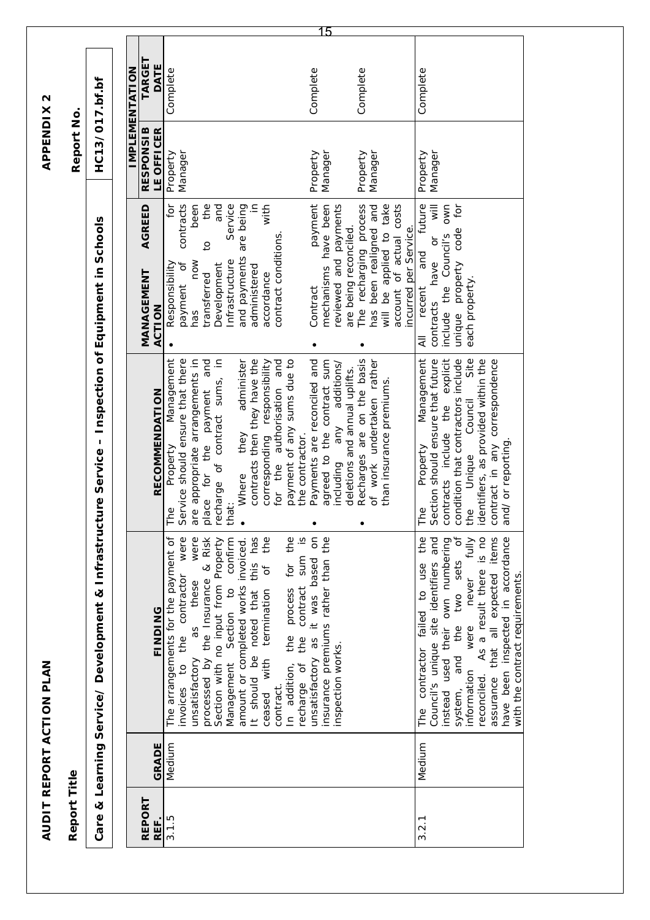**AUDIT REPORT ACTION PLAN**

**APPENDIX 2**

**Report Title**

**Report No.**

**Care & Learning Service/ Development & Infrastructure Service – Inspection of Equipment in Schools**

**HC13/017.bf.bf**

| REPORT REF. | GRADE | FINDING | RECOMMENDATION | MANAGEMENT AGREED ACTION | IMPLEMENTATION | |
|---|---|---|---|---|---|---|
| | | | | | RESPONSIBLE OFFICER | TARGET DATE |
| 3.1.5 | Medium | The arrangements for the payment of invoices to the contractor were unsatisfactory as these were processed by the Insurance & Risk Section with no input from Property Management Section to confirm amount or completed works invoiced. It should be noted that this has ceased with termination of the contract.<br>In addition, the process for the recharge of the contract sum is unsatisfactory as it was based on insurance premiums rather than the inspection works. | The Property Management Service should ensure that there are appropriate arrangements in place for the payment and recharge of contract sums, in that:<br>• Where they administer contracts then they have the corresponding responsibility for the authorisation and payment of any sums due to the contractor.<br>• Payments are reconciled and agreed to the contract sum including any additions/ deletions and annual uplifts.<br>• Recharges are on the basis of work undertaken rather than insurance premiums. | • Responsibility for payment of contracts has now been transferred to the Development and Infrastructure Service and payments are being administered in accordance with contract conditions.<br>• Contract payment mechanisms have been reviewed and payments are being reconciled.<br>• The recharging process has been realigned and will be applied to take account of actual costs incurred per Service. | Property Manager<br><br>Property Manager<br><br>Property Manager | Complete<br><br>Complete<br><br>Complete |
| 3.2.1 | Medium | The contractor failed to use the Council's unique site identifiers and instead used their own numbering system, and the two sets of information were never fully reconciled. As a result there is no assurance that all expected items have been inspected in accordance with the contract requirements. | The Property Management Section should ensure that future contracts include the explicit condition that contractors include the Unique Council Site identifiers, as provided within the contract in any correspondence and/ or reporting. | All recent and future contracts have or will include the Council's own unique property code for each property. | Property Manager | Complete |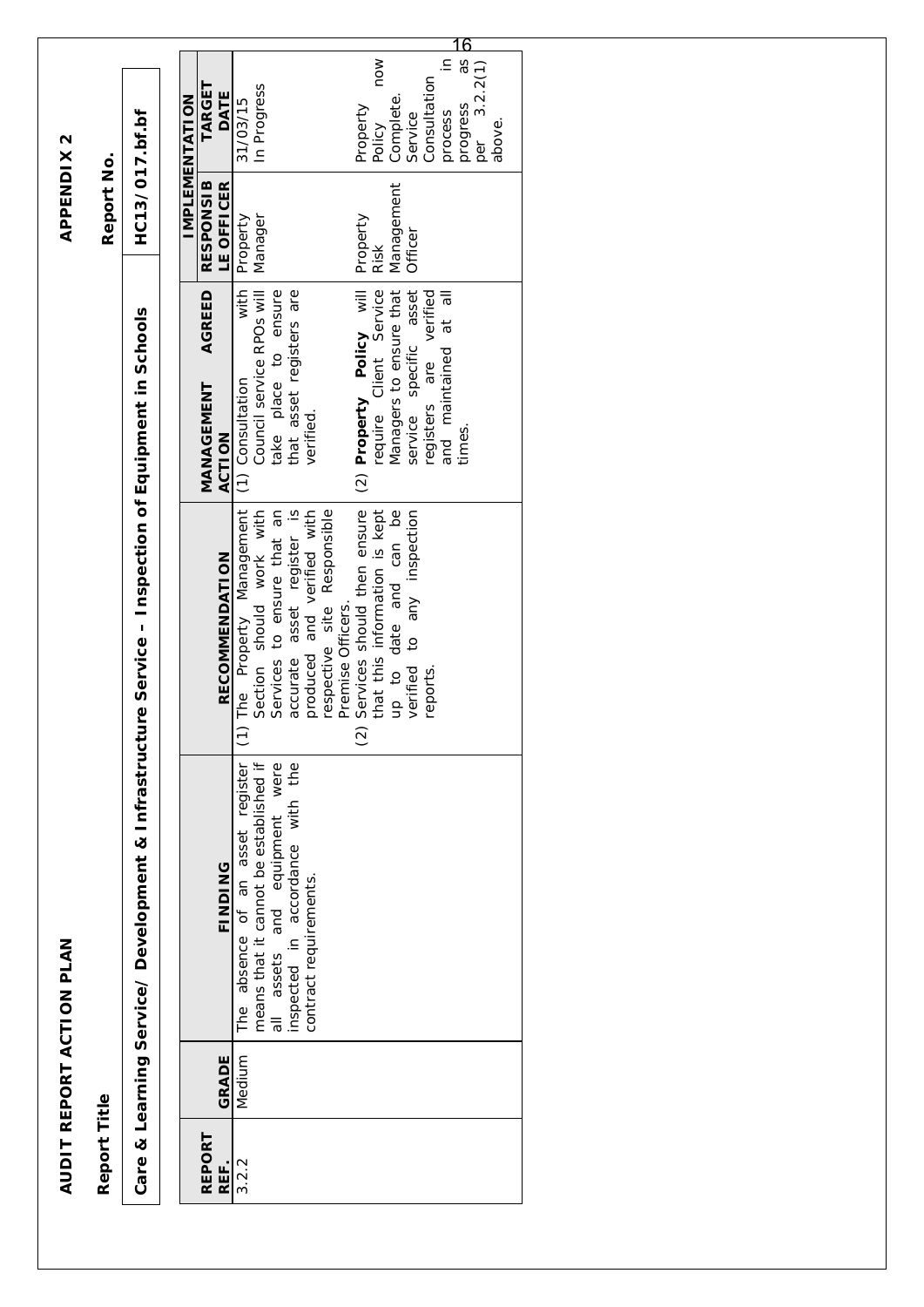**AUDIT REPORT ACTION PLAN** | **APPENDIX 2**

**Report Title** | **Report No.**

**Care & Learning Service/ Development & Infrastructure Service – Inspection of Equipment in Schools** | **HC13/017.bf.bf**

| REPORT REF. | GRADE | FINDING | RECOMMENDATION | MANAGEMENT AGREED ACTION | IMPLEMENTATION | |
|---|---|---|---|---|---|---|
| | | | | | RESPONSIBLE OFFICER | TARGET DATE |
| 3.2.2 | Medium | The absence of an asset register means that it cannot be established if all assets and equipment were inspected in accordance with the contract requirements. | (1) The Property Management Section should work with Services to ensure that an accurate asset register is produced and verified with respective site Responsible Premise Officers.<br>(2) Services should then ensure that this information is kept up to date and can be verified to any inspection reports. | (1) Consultation with Council service RPOs will take place to ensure that asset registers are verified.<br>(2) **Property Policy** will require Client Service Managers to ensure that service specific asset registers are verified and maintained at all times. | Property Manager<br><br>Property Risk Management Officer | 31/03/15<br>In Progress<br><br>Property Policy now Complete. Service Consultation process in progress as per 3.2.2(1) above. |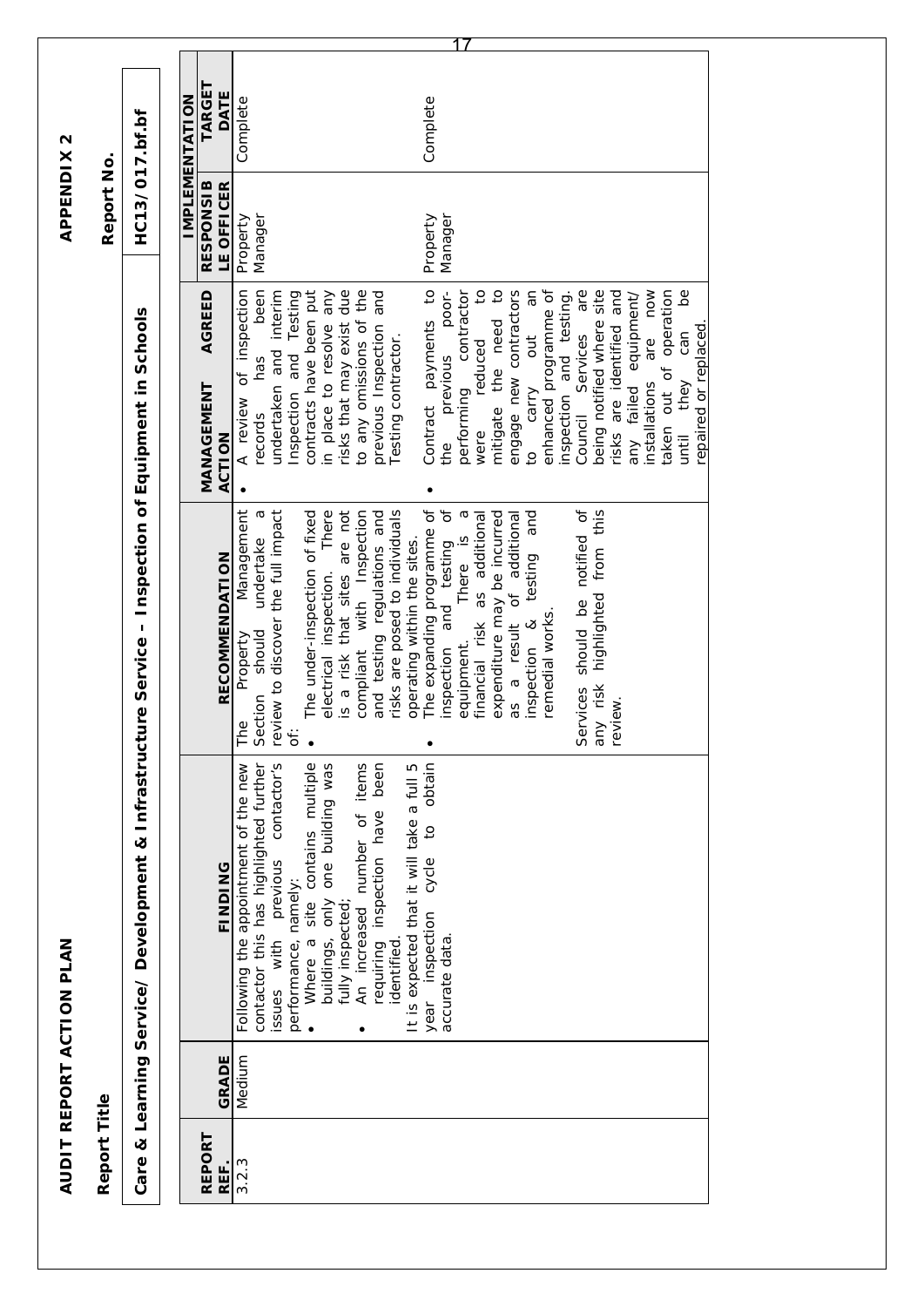**AUDIT REPORT ACTION PLAN**

**APPENDIX 2**

**Report Title**

**Report No.**

**Care & Learning Service/ Development & Infrastructure Service – Inspection of Equipment in Schools**

**HC13/017.bf.bf**

| REPORT REF. | GRADE | FINDING | RECOMMENDATION | MANAGEMENT AGREED ACTION | IMPLEMENTATION RESPONSIBLE OFFICER | IMPLEMENTATION TARGET DATE |
|---|---|---|---|---|---|---|
| 3.2.3 | Medium | Following the appointment of the new contractor this has highlighted further issues with previous contractor's performance, namely:<br>• Where a site contains multiple buildings, only one building was fully inspected;<br>• An increased number of items requiring inspection have been identified.<br>It is expected that it will take a full 5 year inspection cycle to obtain accurate data. | The Property Management Section should undertake a review to discover the full impact of:<br>• The under-inspection of fixed electrical inspection. There is a risk that sites are not compliant with Inspection and testing regulations and risks are posed to individuals operating within the sites.<br>• The expanding programme of inspection and testing of equipment. There is a financial risk as additional expenditure may be incurred as a result of additional inspection & testing and remedial works.<br>Services should be notified of any risk highlighted from this review. | • A review of inspection records has been undertaken and interim Inspection and Testing contracts have been put in place to resolve any risks that may exist due to any omissions of the previous Inspection and Testing contractor. | Property Manager | Complete |
| | | | | • Contract payments to the previous poor-performing contractor were reduced to mitigate the need to engage new contractors to carry out an enhanced programme of inspection and testing. Council Services are being notified where site risks are identified and any failed equipment/ installations are now taken out of operation until they can be repaired or replaced. | Property Manager | Complete |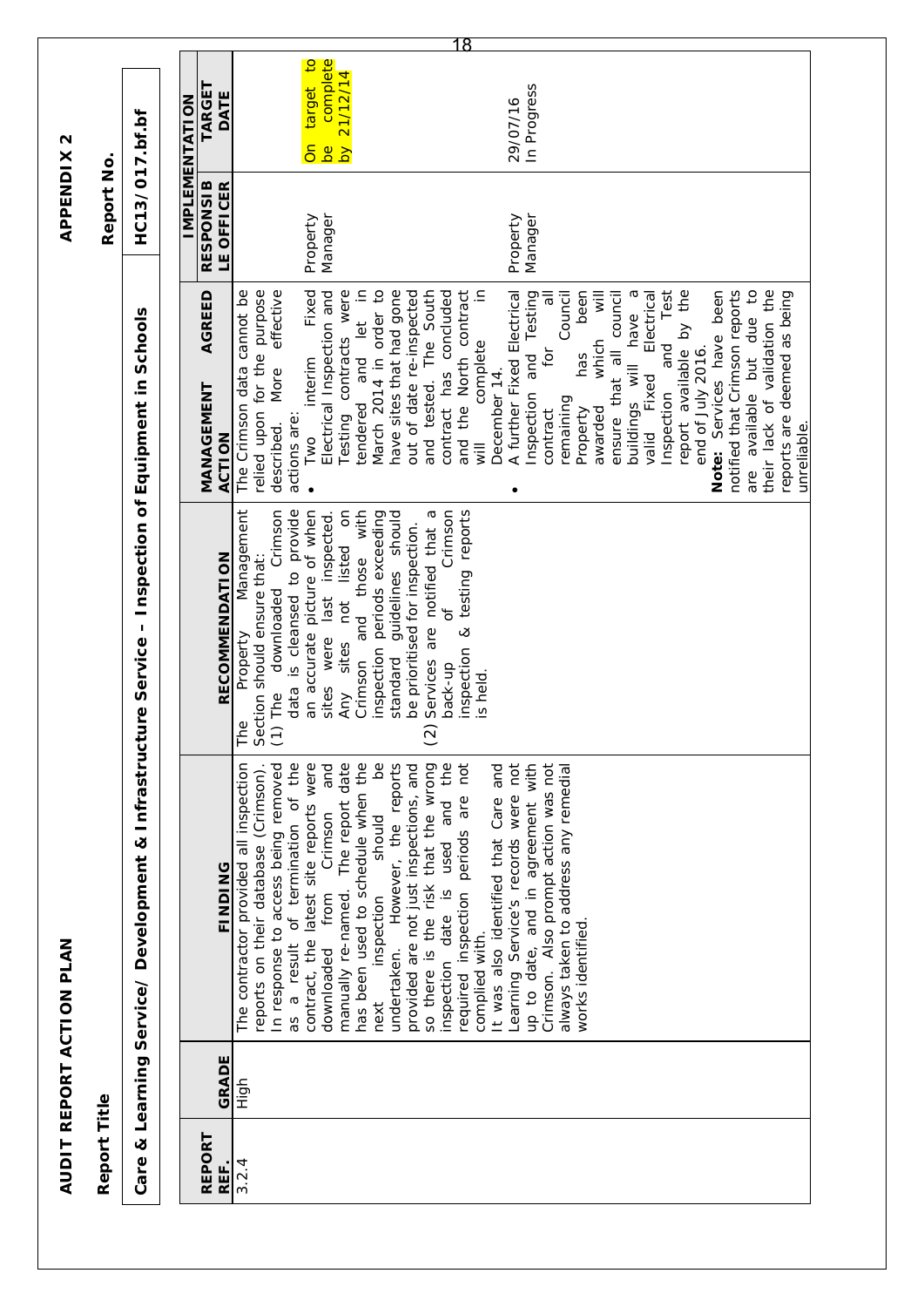**AUDIT REPORT ACTION PLAN** **APPENDIX 2**

**Report Title** **Report No.**

**Care & Learning Service/ Development & Infrastructure Service – Inspection of Equipment in Schools** **HC13/017.bf.bf**

| REPORT REF. | GRADE | FINDING | RECOMMENDATION | MANAGEMENT AGREED ACTION | IMPLEMENTATION | |
|---|---|---|---|---|---|---|
| | | | | | **RESPONSIBLE OFFICER** | **TARGET DATE** |
| 3.2.4 | High | The contractor provided all inspection reports on their database (Crimson). In response to access being removed as a result of termination of the contract, the latest site reports were downloaded from Crimson and manually re-named. The report date has been used to schedule when the next inspection should be undertaken. However, the reports provided are not just inspections, and so there is the risk that the wrong inspection date is used and the required inspection periods are not complied with.<br>It was also identified that Care and Learning Service's records were not up to date, and in agreement with Crimson. Also prompt action was not always taken to address any remedial works identified. | The Property Management Section should ensure that:<br>(1) The downloaded Crimson data is cleansed to provide an accurate picture of when sites were last inspected. Any sites not listed on Crimson and those with inspection periods exceeding standard guidelines should be prioritised for inspection.<br>(2) Services are notified that a back-up of Crimson inspection & testing reports is held. | The Crimson data cannot be relied upon for the purpose described. More effective actions are:<br>• Two interim Fixed Electrical Inspection and Testing contracts were tendered and let in March 2014 in order to have sites that had gone out of date re-inspected and tested. The South contract has concluded and the North contract will complete in December 14. | Property Manager | On target to be complete by 21/12/14 |
| | | | | • A further Fixed Electrical Inspection and Testing contract for all remaining Council Property has been awarded which will ensure that all council buildings will have a valid Fixed Electrical Inspection and Test report available by the end of July 2016.<br>**Note:** Services have been notified that Crimson reports are available but due to their lack of validation the reports are deemed as being unreliable. | Property Manager | 29/07/16<br>In Progress |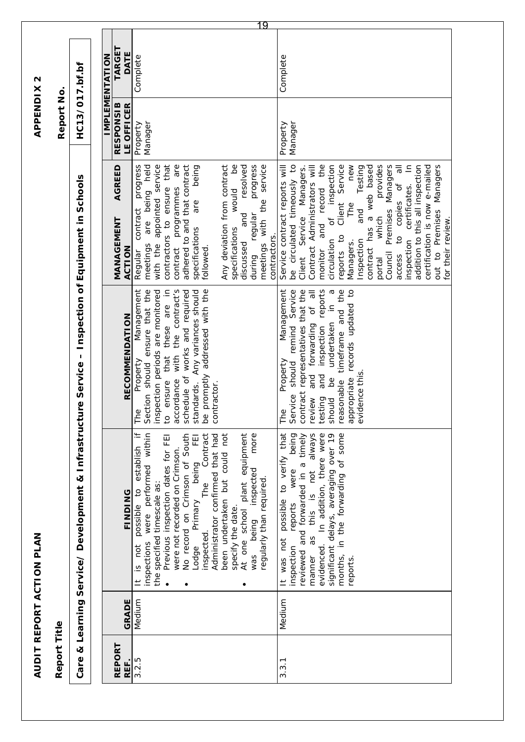**AUDIT REPORT ACTION PLAN** | **APPENDIX 2**

**Report Title** | **Report No.**

**Care & Learning Service/ Development & Infrastructure Service – Inspection of Equipment in Schools** | **HC13/017.bf.bf**

| REPORT REF. | GRADE | FINDING | RECOMMENDATION | MANAGEMENT AGREED ACTION | IMPLEMENTATION | |
|---|---|---|---|---|---|---|
| | | | | | RESPONSIBLE OFFICER | TARGET DATE |
| 3.2.5 | Medium | It is not possible to establish if inspections were performed within the specified timescale as: <br>• Previous inspection dates for FEI were not recorded on Crimson. <br>• No record on Crimson of South Lodge Primary being FEI inspected. The Contract Administrator confirmed that had been undertaken but could not specify the date. <br>• At one school plant equipment was being inspected more regularly than required. | The Property Management Section should ensure that the inspection periods are monitored to ensure that these are in accordance with the contract's schedule of works and required standards. Any variances should be promptly addressed with the contractor. | Regular contract progress meetings are being held with the appointed service contractors to ensure that contract programmes are adhered to and that contract specifications are being followed. <br><br>Any deviation from contract specifications would be discussed and resolved during regular progress meetings with the service contractors. | Property Manager | Complete |
| 3.3.1 | Medium | It was not possible to verify that inspection reports were being reviewed and forwarded in a timely manner as this is not always evidenced. In addition, there were significant delays, averaging over 19 months, in the forwarding of some reports. | The Property Management Service should remind Service contract representatives that the review and forwarding of all testing and inspection reports should be undertaken in a reasonable timeframe and the appropriate records updated to evidence this. | Service contract reports will be circulated timeously to Client Service Managers. Contract Administrators will monitor and record the circulation of inspection reports to Client Service Managers. The new Inspection and Testing contract has a web based portal which provides Council Premises Managers access to copies of all inspection certificates. In addition to this all inspection certification is now e-mailed out to Premises Managers for their review. | Property Manager | Complete |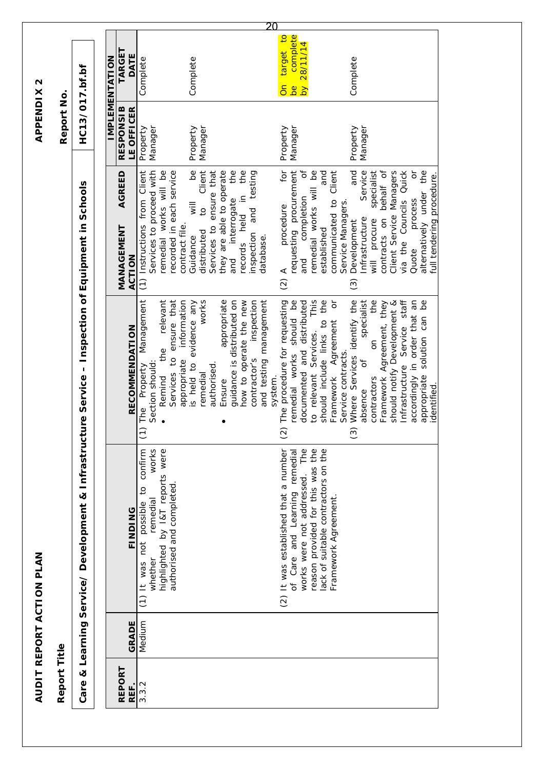**APPENDIX 2**

**AUDIT REPORT ACTION PLAN**

**Report Title** | **Report No.**

**Care & Learning Service/ Development & Infrastructure Service – Inspection of Equipment in Schools** | **HC13/017.bf.bf**

| REPORT REF. | GRADE | FINDING | RECOMMENDATION | AGREED MANAGEMENT ACTION | IMPLEMENTATION | |
|---|---|---|---|---|---|---|
| | | | | | RESPONSIBLE OFFICER | TARGET DATE |
| 3.3.2 | Medium | (1) It was not possible to confirm whether remedial works highlighted by I&T reports were authorised and completed. | (1) The Property Management Section should:<br>• Remind the relevant Services to ensure that appropriate information is held to evidence any remedial works authorised.<br>• Ensure appropriate guidance is distributed on how to operate the new contractor's inspection and testing management system. | (1) Instructions from Client Services to proceed with remedial works will be recorded in each service contract file. | Property Manager | Complete |
| | | | | Guidance will be distributed to Client Services to ensure that they are able to operate and interrogate the records held in the inspection and testing database. | Property Manager | Complete |
| | | (2) It was established that a number of Care and Learning remedial works were not addressed. The reason provided for this was the lack of suitable contractors on the Framework Agreement. | (2) The procedure for requesting remedial works should be documented and distributed to relevant Services. This should include links to the Framework Agreement or Service contracts. | (2) A procedure for requesting procurement and completion of remedial works will be established and communicated to Client Service Managers. | Property Manager | On target to be complete by 28/11/14 |
| | | | (3) Where Services identify the absence of specialist contractors on the Framework Agreement, they should notify Development & Infrastructure Service staff accordingly in order that an appropriate solution can be identified. | (3) Development and Infrastructure Service will procure specialist contracts on behalf of Client Service Managers via the Councils Quick Quote process or alternatively under the full tendering procedure. | Property Manager | Complete |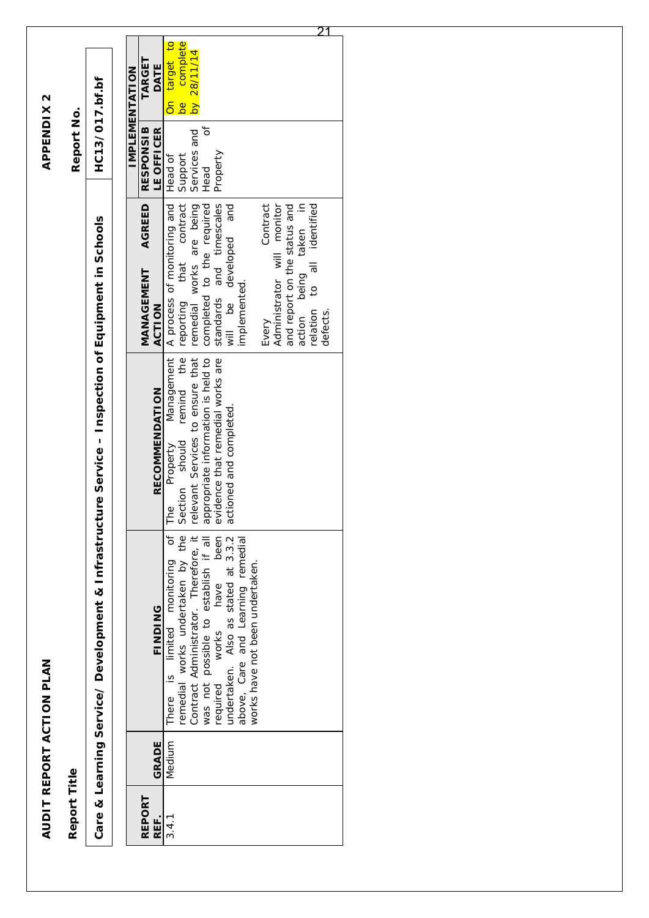**AUDIT REPORT ACTION PLAN** | **APPENDIX 2**

| **Report Title** | **Report No.** |
|---|---|
| Care & Learning Service/ Development & Infrastructure Service – Inspection of Equipment in Schools | HC13/017.bf.bf |

| REPORT REF. | GRADE | FINDING | RECOMMENDATION | MANAGEMENT AGREED ACTION | IMPLEMENTATION | |
|---|---|---|---|---|---|---|
| | | | | | RESPONSIBLE OFFICER | TARGET DATE |
| 3.4.1 | Medium | There is limited monitoring of remedial works undertaken by the Contract Administrator. Therefore, it was not possible to establish if all required works have been undertaken. Also as stated at 3.3.2 above, Care and Learning remedial works have not been undertaken. | The Property Management Section should remind the relevant Services to ensure that appropriate information is held to evidence that remedial works are actioned and completed. | A process of monitoring and reporting that contract remedial works are being completed to the required standards and timescales will be developed and implemented.<br><br>Every Contract Administrator will monitor and report on the status and action being taken in relation to all identified defects. | Head of Support Services and Head of Property | On target to be complete by 28/11/14 |